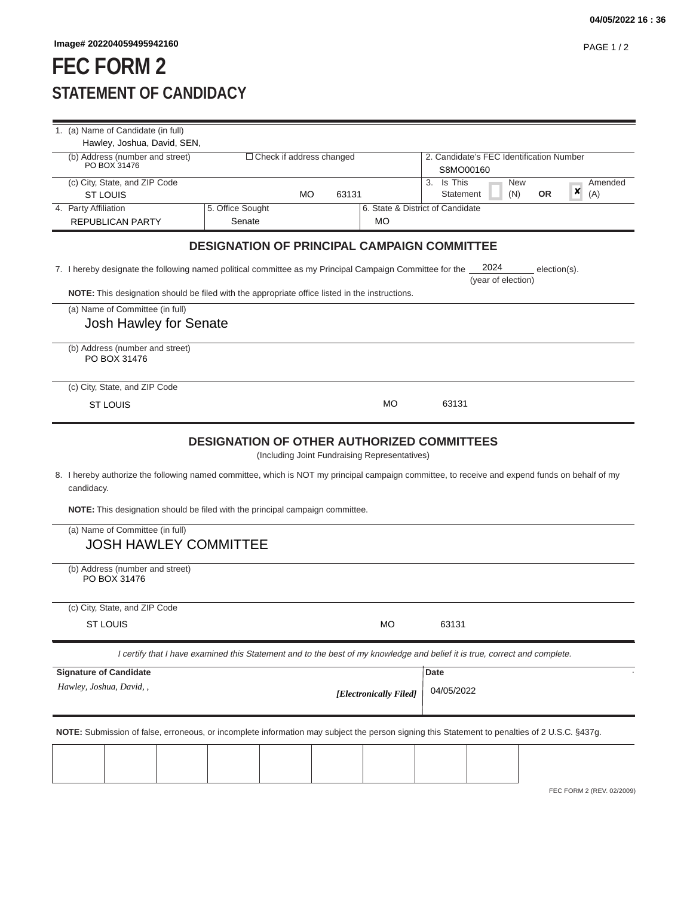Image# 202204059495942160

# FEC FORM 2

## STATEMENT OF CANDIDACY

1. (a) Name of Candidate (in full)
Hawley, Joshua, David, SEN,

(b) Address (number and street)
PO BOX 31476

☐ Check if address changed

2. Candidate's FEC Identification Number
S8MO00160

(c) City, State, and ZIP Code
ST LOUIS MO 63131

3. Is This Statement ☐ New (N) OR ☒ Amended (A)

4. Party Affiliation
REPUBLICAN PARTY

5. Office Sought
Senate

6. State & District of Candidate
MO

### DESIGNATION OF PRINCIPAL CAMPAIGN COMMITTEE

7. I hereby designate the following named political committee as my Principal Campaign Committee for the 2024 (year of election) election(s).

**NOTE:** This designation should be filed with the appropriate office listed in the instructions.

(a) Name of Committee (in full)
Josh Hawley for Senate

(b) Address (number and street)
PO BOX 31476

(c) City, State, and ZIP Code
ST LOUIS MO 63131

### DESIGNATION OF OTHER AUTHORIZED COMMITTEES

(Including Joint Fundraising Representatives)

8. I hereby authorize the following named committee, which is NOT my principal campaign committee, to receive and expend funds on behalf of my candidacy.

**NOTE:** This designation should be filed with the principal campaign committee.

(a) Name of Committee (in full)
JOSH HAWLEY COMMITTEE

(b) Address (number and street)
PO BOX 31476

(c) City, State, and ZIP Code
ST LOUIS MO 63131

*I certify that I have examined this Statement and to the best of my knowledge and belief it is true, correct and complete.*

| Signature of Candidate | Date |
|---|---|
| *Hawley, Joshua, David, ,* *[Electronically Filed]* | 04/05/2022 |

**NOTE:** Submission of false, erroneous, or incomplete information may subject the person signing this Statement to penalties of 2 U.S.C. §437g.

FEC FORM 2 (REV. 02/2009)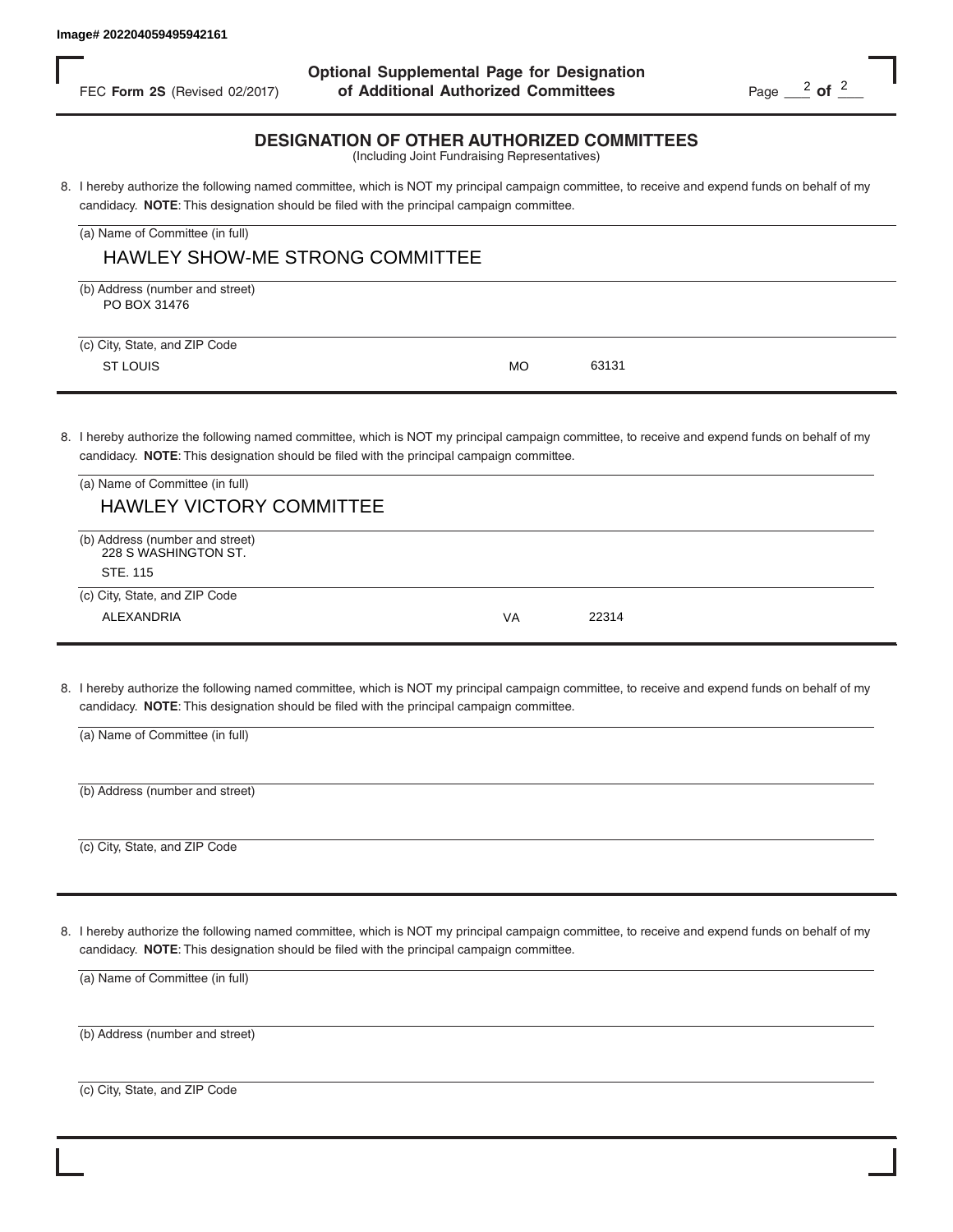Image# 202204059495942161

FEC **Form 2S** (Revised 02/2017)

**Optional Supplemental Page for Designation of Additional Authorized Committees**

## DESIGNATION OF OTHER AUTHORIZED COMMITTEES

(Including Joint Fundraising Representatives)

8. I hereby authorize the following named committee, which is NOT my principal campaign committee, to receive and expend funds on behalf of my candidacy. **NOTE**: This designation should be filed with the principal campaign committee.

(a) Name of Committee (in full)
HAWLEY SHOW-ME STRONG COMMITTEE

(b) Address (number and street)
PO BOX 31476

(c) City, State, and ZIP Code
ST LOUIS MO 63131

8. I hereby authorize the following named committee, which is NOT my principal campaign committee, to receive and expend funds on behalf of my candidacy. **NOTE**: This designation should be filed with the principal campaign committee.

(a) Name of Committee (in full)
HAWLEY VICTORY COMMITTEE

(b) Address (number and street)
228 S WASHINGTON ST.
STE. 115

(c) City, State, and ZIP Code
ALEXANDRIA VA 22314

8. I hereby authorize the following named committee, which is NOT my principal campaign committee, to receive and expend funds on behalf of my candidacy. **NOTE**: This designation should be filed with the principal campaign committee.

(a) Name of Committee (in full)

(b) Address (number and street)

(c) City, State, and ZIP Code

8. I hereby authorize the following named committee, which is NOT my principal campaign committee, to receive and expend funds on behalf of my candidacy. **NOTE**: This designation should be filed with the principal campaign committee.

(a) Name of Committee (in full)

(b) Address (number and street)

(c) City, State, and ZIP Code